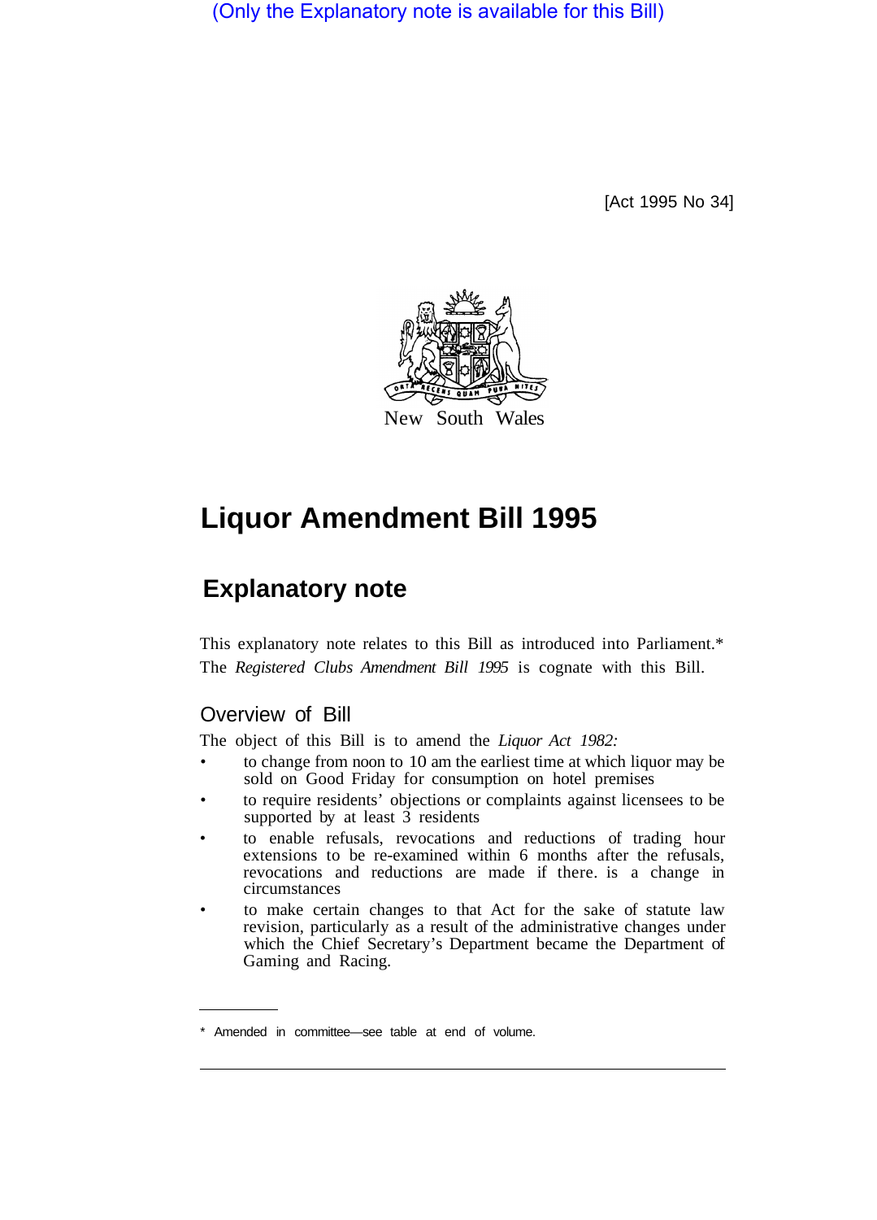(Only the Explanatory note is available for this Bill)

[Act 1995 No 34]

New South Wales

# Liquor Amendment Bill 1995

## Explanatory note

This explanatory note relates to this Bill as introduced into Parliament.*
The *Registered Clubs Amendment Bill 1995* is cognate with this Bill.

### Overview of Bill

The object of this Bill is to amend the *Liquor Act 1982:*

- to change from noon to 10 am the earliest time at which liquor may be sold on Good Friday for consumption on hotel premises
- to require residents' objections or complaints against licensees to be supported by at least 3 residents
- to enable refusals, revocations and reductions of trading hour extensions to be re-examined within 6 months after the refusals, revocations and reductions are made if there. is a change in circumstances
- to make certain changes to that Act for the sake of statute law revision, particularly as a result of the administrative changes under which the Chief Secretary's Department became the Department of Gaming and Racing.

\* Amended in committee—see table at end of volume.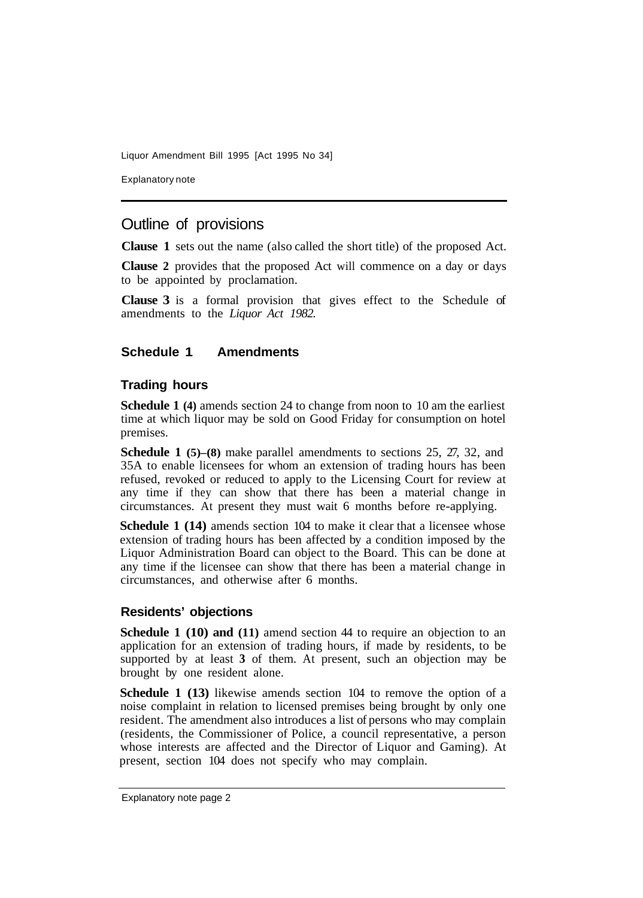# Outline of provisions

**Clause 1** sets out the name (also called the short title) of the proposed Act.

**Clause 2** provides that the proposed Act will commence on a day or days to be appointed by proclamation.

**Clause 3** is a formal provision that gives effect to the Schedule of amendments to the *Liquor Act 1982*.

## Schedule 1 Amendments

### Trading hours

**Schedule 1 (4)** amends section 24 to change from noon to 10 am the earliest time at which liquor may be sold on Good Friday for consumption on hotel premises.

**Schedule 1 (5)–(8)** make parallel amendments to sections 25, 27, 32, and 35A to enable licensees for whom an extension of trading hours has been refused, revoked or reduced to apply to the Licensing Court for review at any time if they can show that there has been a material change in circumstances. At present they must wait 6 months before re-applying.

**Schedule 1 (14)** amends section 104 to make it clear that a licensee whose extension of trading hours has been affected by a condition imposed by the Liquor Administration Board can object to the Board. This can be done at any time if the licensee can show that there has been a material change in circumstances, and otherwise after 6 months.

### Residents' objections

**Schedule 1 (10) and (11)** amend section 44 to require an objection to an application for an extension of trading hours, if made by residents, to be supported by at least **3** of them. At present, such an objection may be brought by one resident alone.

**Schedule 1 (13)** likewise amends section 104 to remove the option of a noise complaint in relation to licensed premises being brought by only one resident. The amendment also introduces a list of persons who may complain (residents, the Commissioner of Police, a council representative, a person whose interests are affected and the Director of Liquor and Gaming). At present, section 104 does not specify who may complain.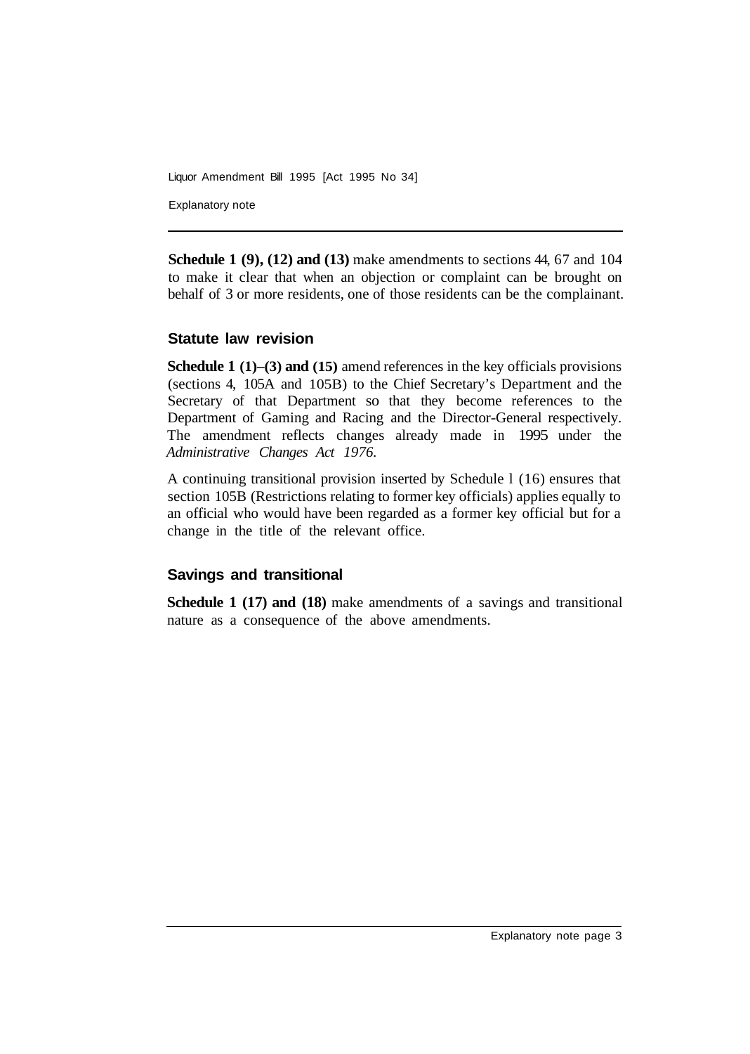**Schedule 1 (9), (12) and (13)** make amendments to sections 44, 67 and 104 to make it clear that when an objection or complaint can be brought on behalf of 3 or more residents, one of those residents can be the complainant.

## Statute law revision

**Schedule 1 (1)–(3) and (15)** amend references in the key officials provisions (sections 4, 105A and 105B) to the Chief Secretary's Department and the Secretary of that Department so that they become references to the Department of Gaming and Racing and the Director-General respectively. The amendment reflects changes already made in 1995 under the *Administrative Changes Act 1976*.

A continuing transitional provision inserted by Schedule l (16) ensures that section 105B (Restrictions relating to former key officials) applies equally to an official who would have been regarded as a former key official but for a change in the title of the relevant office.

## Savings and transitional

**Schedule 1 (17) and (18)** make amendments of a savings and transitional nature as a consequence of the above amendments.